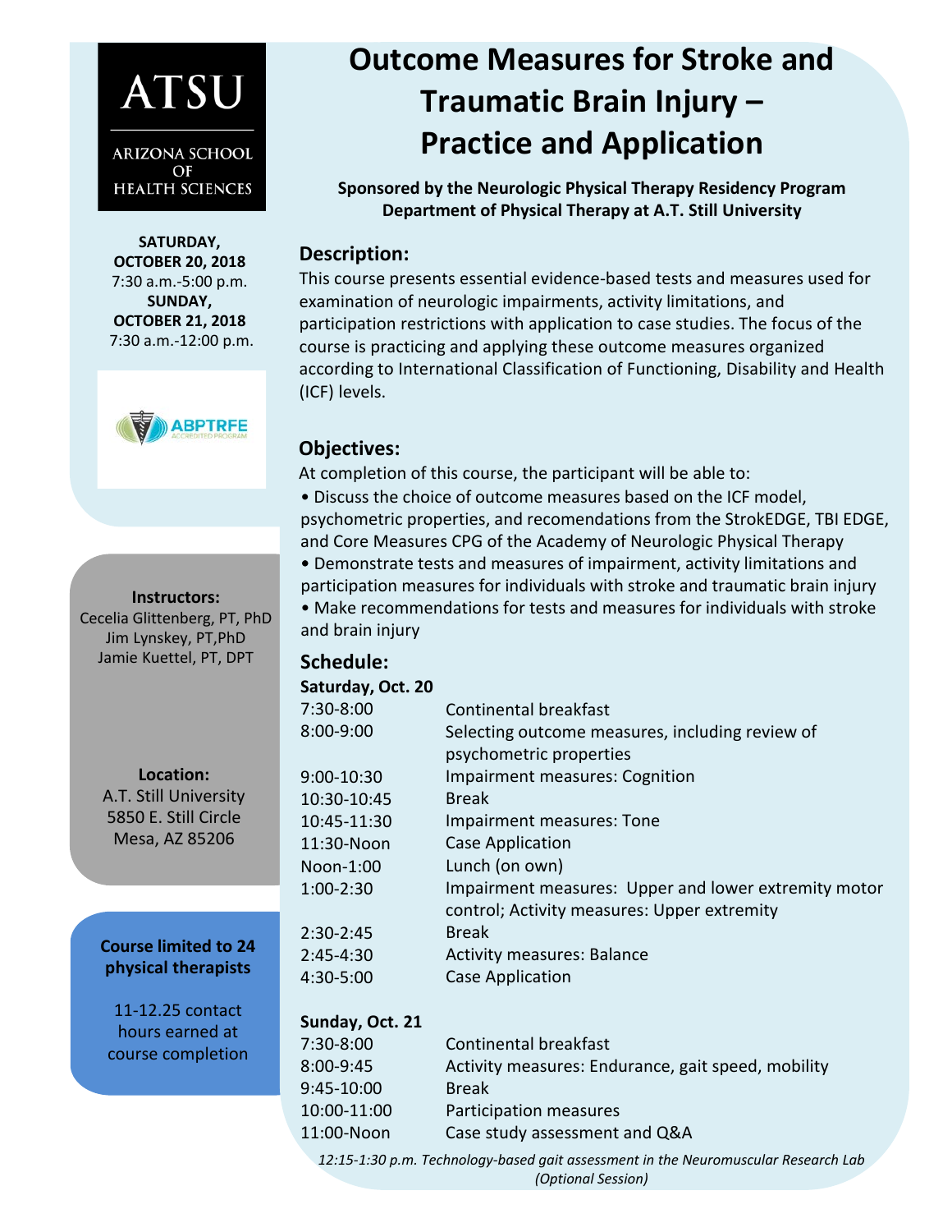ATSU

ARIZONA SCHOOL OF HEALTH SCIENCES

**SATURDAY, OCTOBER 20, 2018**
7:30 a.m.-5:00 p.m.
**SUNDAY, OCTOBER 21, 2018**
7:30 a.m.-12:00 p.m.

ABPTRFE ACCREDITED PROGRAM

**Instructors:**
Cecelia Glittenberg, PT, PhD
Jim Lynskey, PT,PhD
Jamie Kuettel, PT, DPT

**Location:**
A.T. Still University
5850 E. Still Circle
Mesa, AZ 85206

**Course limited to 24 physical therapists**

11-12.25 contact hours earned at course completion

# Outcome Measures for Stroke and Traumatic Brain Injury – Practice and Application

**Sponsored by the Neurologic Physical Therapy Residency Program**
**Department of Physical Therapy at A.T. Still University**

## Description:

This course presents essential evidence-based tests and measures used for examination of neurologic impairments, activity limitations, and participation restrictions with application to case studies. The focus of the course is practicing and applying these outcome measures organized according to International Classification of Functioning, Disability and Health (ICF) levels.

## Objectives:

At completion of this course, the participant will be able to:

- Discuss the choice of outcome measures based on the ICF model, psychometric properties, and recomendations from the StrokEDGE, TBI EDGE, and Core Measures CPG of the Academy of Neurologic Physical Therapy
- Demonstrate tests and measures of impairment, activity limitations and participation measures for individuals with stroke and traumatic brain injury
- Make recommendations for tests and measures for individuals with stroke and brain injury

## Schedule:

**Saturday, Oct. 20**

| | |
|---|---|
| 7:30-8:00 | Continental breakfast |
| 8:00-9:00 | Selecting outcome measures, including review of psychometric properties |
| 9:00-10:30 | Impairment measures: Cognition |
| 10:30-10:45 | Break |
| 10:45-11:30 | Impairment measures: Tone |
| 11:30-Noon | Case Application |
| Noon-1:00 | Lunch (on own) |
| 1:00-2:30 | Impairment measures: Upper and lower extremity motor control; Activity measures: Upper extremity |
| 2:30-2:45 | Break |
| 2:45-4:30 | Activity measures: Balance |
| 4:30-5:00 | Case Application |

**Sunday, Oct. 21**

| | |
|---|---|
| 7:30-8:00 | Continental breakfast |
| 8:00-9:45 | Activity measures: Endurance, gait speed, mobility |
| 9:45-10:00 | Break |
| 10:00-11:00 | Participation measures |
| 11:00-Noon | Case study assessment and Q&A |

*12:15-1:30 p.m. Technology-based gait assessment in the Neuromuscular Research Lab (Optional Session)*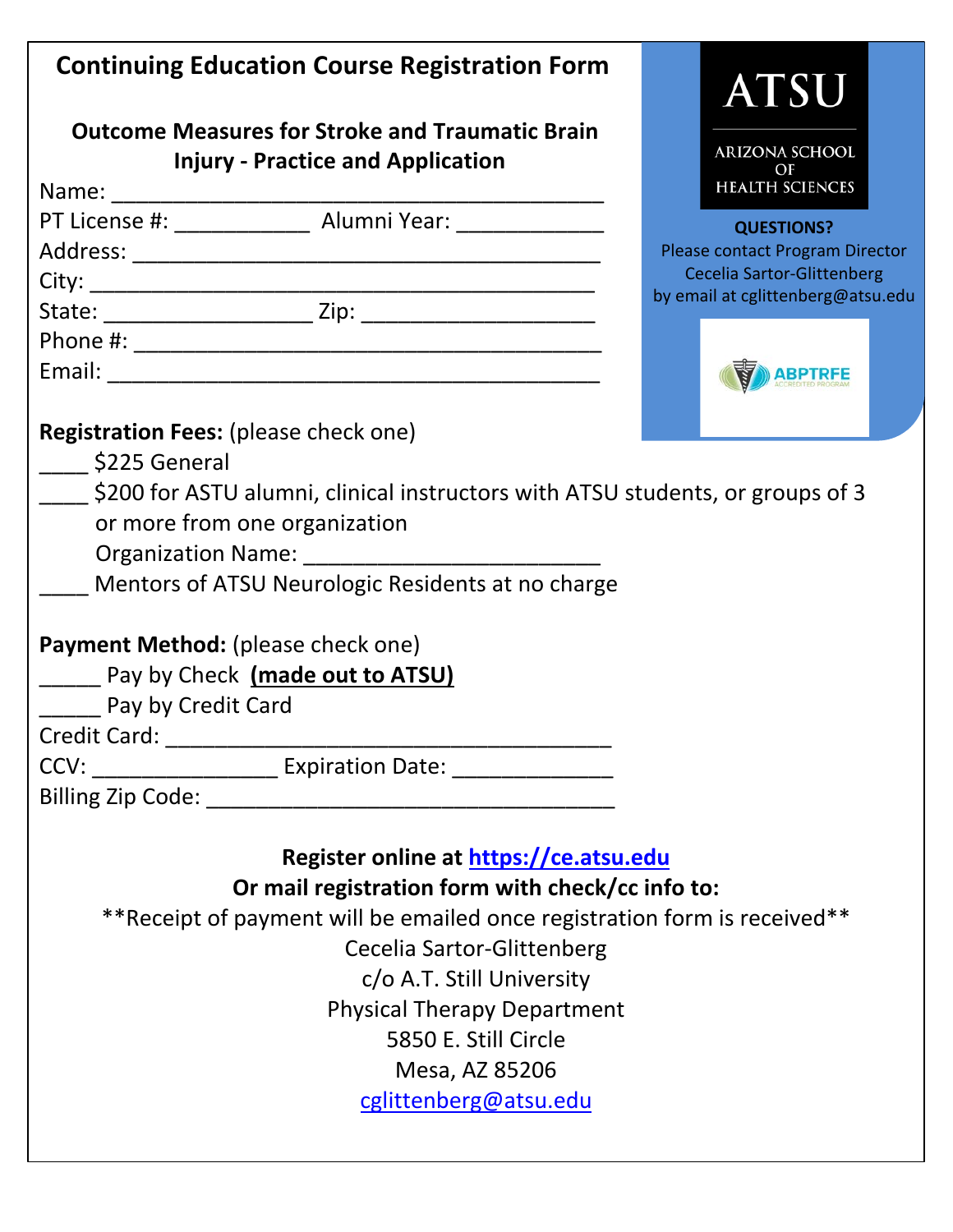# Continuing Education Course Registration Form

## Outcome Measures for Stroke and Traumatic Brain Injury - Practice and Application

Name: ___________________________________________

PT License #: ___________ Alumni Year: ____________

Address: ________________________________________

City: ___________________________________________

State: _________________ Zip: ____________________

Phone #: ________________________________________

Email: __________________________________________

ATSU

ARIZONA SCHOOL OF HEALTH SCIENCES

**QUESTIONS?**

Please contact Program Director Cecelia Sartor-Glittenberg by email at cglittenberg@atsu.edu

ABPTRFE ACCREDITED PROGRAM

**Registration Fees:** (please check one)

____ $225 General

____ $200 for ASTU alumni, clinical instructors with ATSU students, or groups of 3 or more from one organization
Organization Name: ________________________

____ Mentors of ATSU Neurologic Residents at no charge

**Payment Method:** (please check one)

_____ Pay by Check **(made out to ATSU)**

_____ Pay by Credit Card

Credit Card: ____________________________________

CCV: _______________ Expiration Date: _____________

Billing Zip Code: ___________________________________

**Register online at https://ce.atsu.edu**

**Or mail registration form with check/cc info to:**

**Receipt of payment will be emailed once registration form is received**

Cecelia Sartor-Glittenberg
c/o A.T. Still University
Physical Therapy Department
5850 E. Still Circle
Mesa, AZ 85206
cglittenberg@atsu.edu